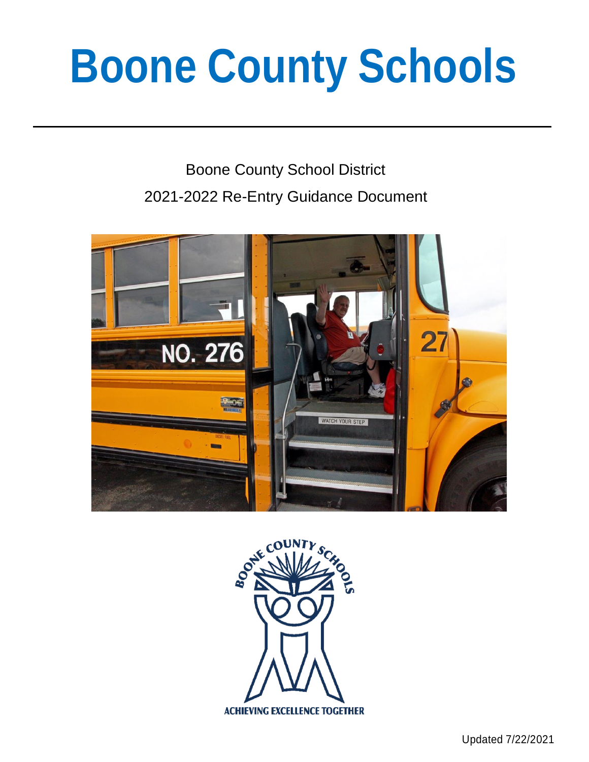# Boone County Schools

Boone County School District

2021-2022 Re-Entry Guidance Document

ACHIEVING EXCELLENCE TOGETHER

Updated 7/22/2021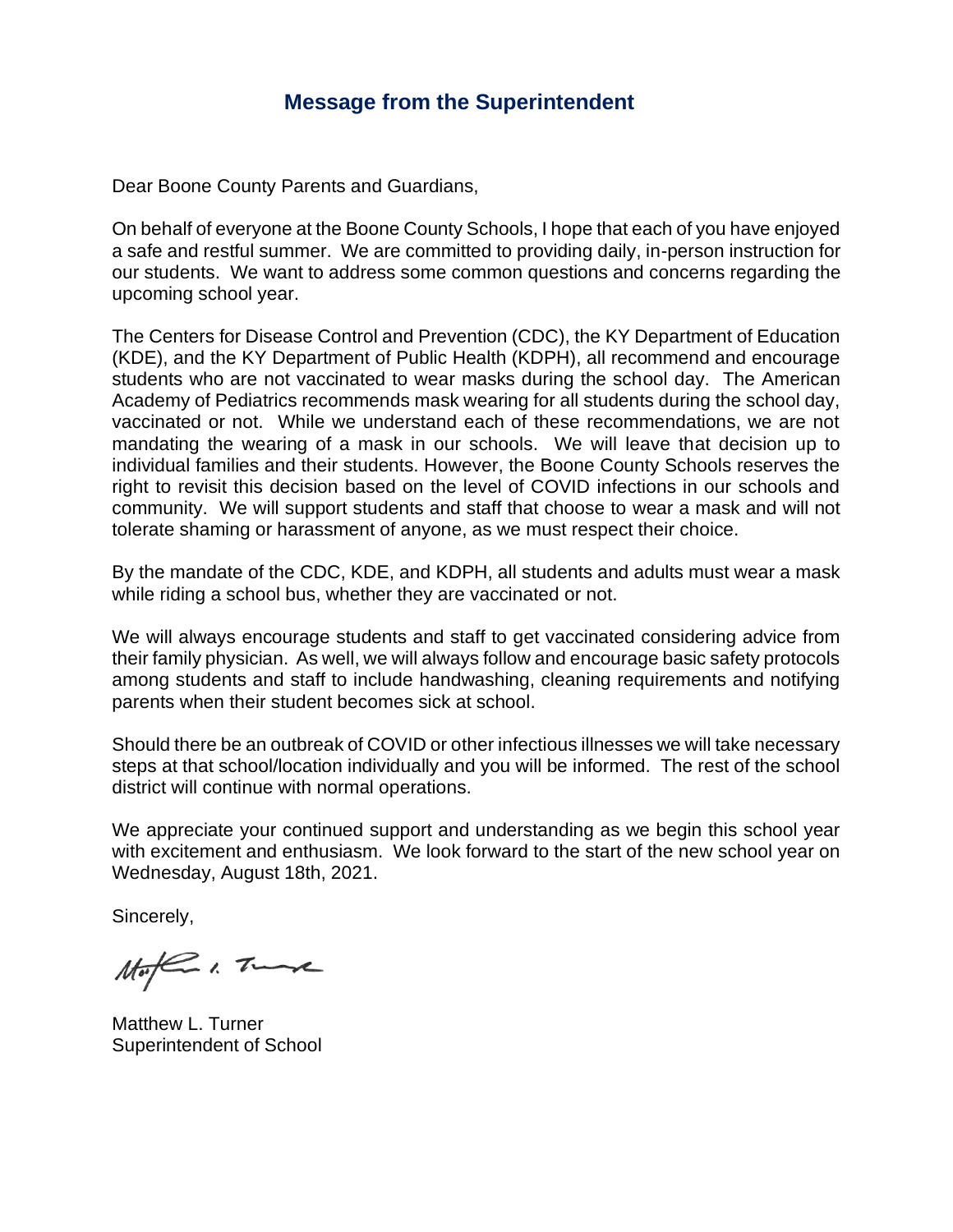## Message from the Superintendent

Dear Boone County Parents and Guardians,

On behalf of everyone at the Boone County Schools, I hope that each of you have enjoyed a safe and restful summer. We are committed to providing daily, in-person instruction for our students. We want to address some common questions and concerns regarding the upcoming school year.

The Centers for Disease Control and Prevention (CDC), the KY Department of Education (KDE), and the KY Department of Public Health (KDPH), all recommend and encourage students who are not vaccinated to wear masks during the school day. The American Academy of Pediatrics recommends mask wearing for all students during the school day, vaccinated or not. While we understand each of these recommendations, we are not mandating the wearing of a mask in our schools. We will leave that decision up to individual families and their students. However, the Boone County Schools reserves the right to revisit this decision based on the level of COVID infections in our schools and community. We will support students and staff that choose to wear a mask and will not tolerate shaming or harassment of anyone, as we must respect their choice.

By the mandate of the CDC, KDE, and KDPH, all students and adults must wear a mask while riding a school bus, whether they are vaccinated or not.

We will always encourage students and staff to get vaccinated considering advice from their family physician. As well, we will always follow and encourage basic safety protocols among students and staff to include handwashing, cleaning requirements and notifying parents when their student becomes sick at school.

Should there be an outbreak of COVID or other infectious illnesses we will take necessary steps at that school/location individually and you will be informed. The rest of the school district will continue with normal operations.

We appreciate your continued support and understanding as we begin this school year with excitement and enthusiasm. We look forward to the start of the new school year on Wednesday, August 18th, 2021.

Sincerely,

Matthew L. Turner
Superintendent of School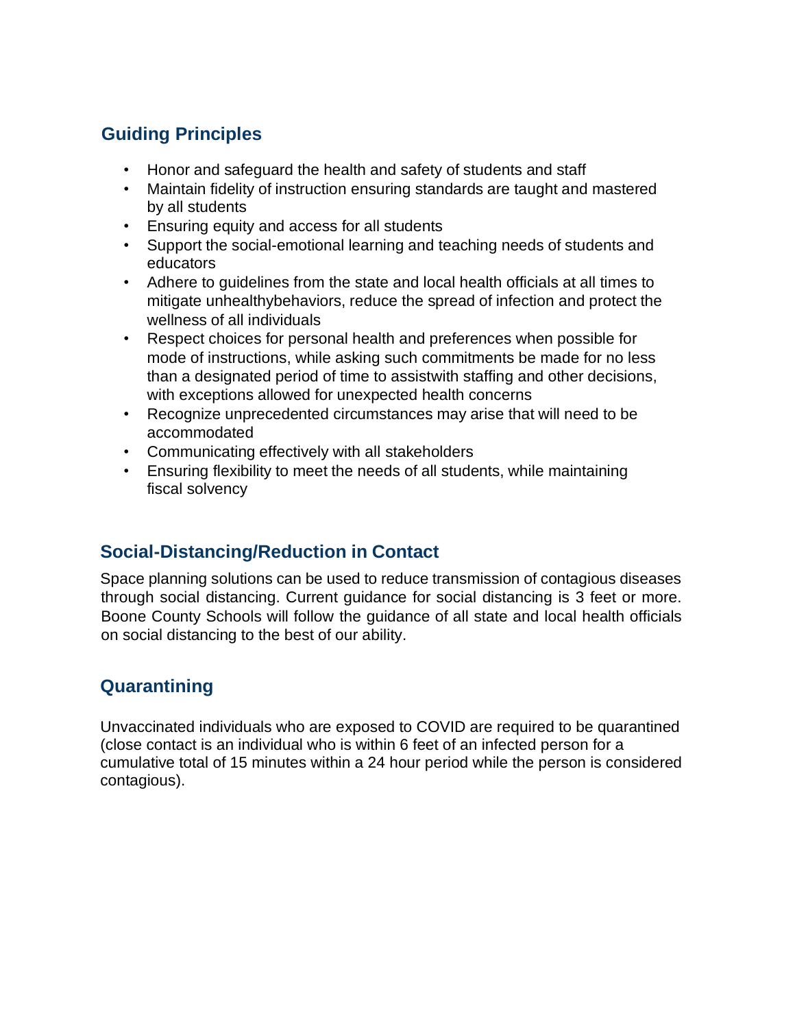## Guiding Principles

- Honor and safeguard the health and safety of students and staff
- Maintain fidelity of instruction ensuring standards are taught and mastered by all students
- Ensuring equity and access for all students
- Support the social-emotional learning and teaching needs of students and educators
- Adhere to guidelines from the state and local health officials at all times to mitigate unhealthybehaviors, reduce the spread of infection and protect the wellness of all individuals
- Respect choices for personal health and preferences when possible for mode of instructions, while asking such commitments be made for no less than a designated period of time to assistwith staffing and other decisions, with exceptions allowed for unexpected health concerns
- Recognize unprecedented circumstances may arise that will need to be accommodated
- Communicating effectively with all stakeholders
- Ensuring flexibility to meet the needs of all students, while maintaining fiscal solvency

## Social-Distancing/Reduction in Contact

Space planning solutions can be used to reduce transmission of contagious diseases through social distancing. Current guidance for social distancing is 3 feet or more. Boone County Schools will follow the guidance of all state and local health officials on social distancing to the best of our ability.

## Quarantining

Unvaccinated individuals who are exposed to COVID are required to be quarantined (close contact is an individual who is within 6 feet of an infected person for a cumulative total of 15 minutes within a 24 hour period while the person is considered contagious).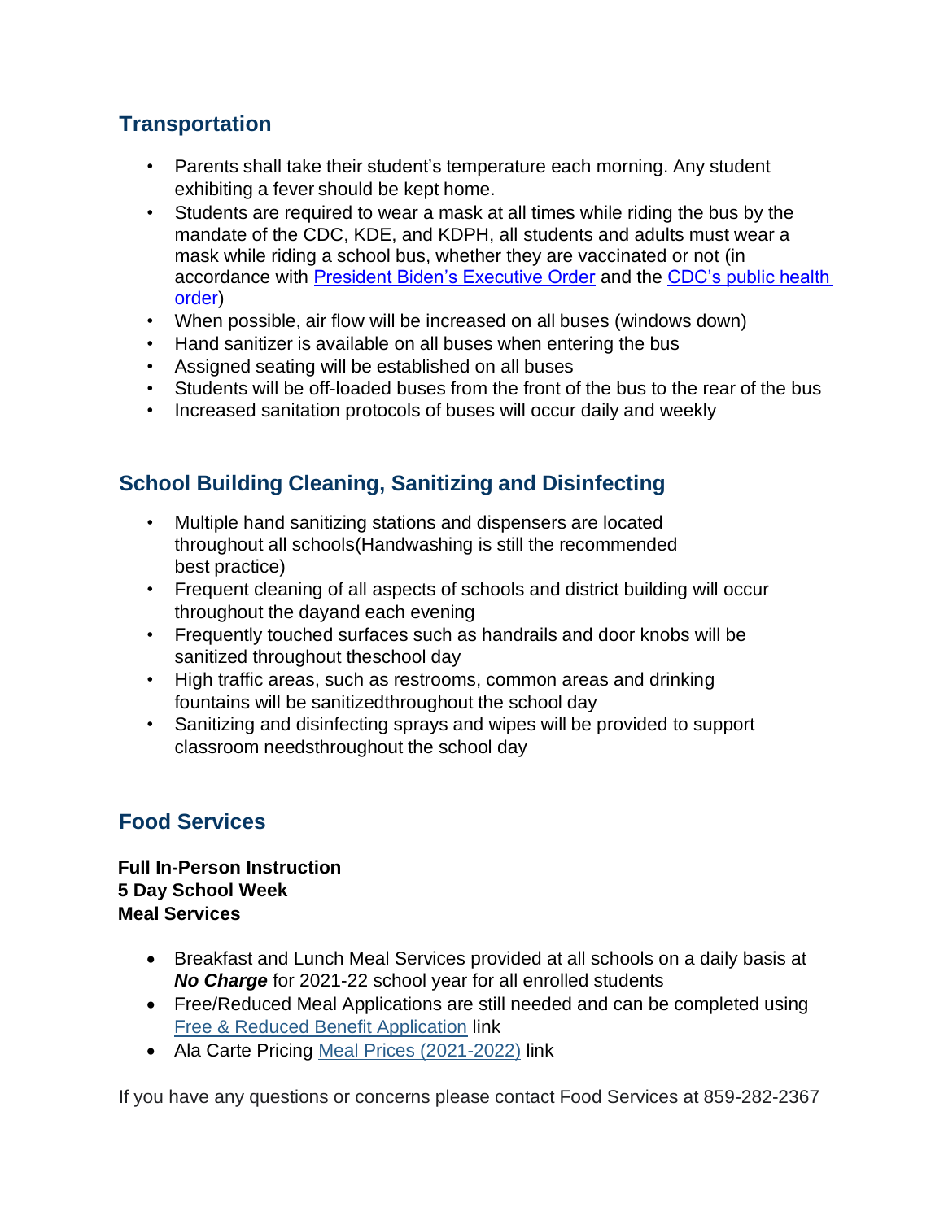## Transportation

- Parents shall take their student's temperature each morning. Any student exhibiting a fever should be kept home.
- Students are required to wear a mask at all times while riding the bus by the mandate of the CDC, KDE, and KDPH, all students and adults must wear a mask while riding a school bus, whether they are vaccinated or not (in accordance with [President Biden's Executive Order]() and the [CDC's public health order]())
- When possible, air flow will be increased on all buses (windows down)
- Hand sanitizer is available on all buses when entering the bus
- Assigned seating will be established on all buses
- Students will be off-loaded buses from the front of the bus to the rear of the bus
- Increased sanitation protocols of buses will occur daily and weekly

## School Building Cleaning, Sanitizing and Disinfecting

- Multiple hand sanitizing stations and dispensers are located throughout all schools(Handwashing is still the recommended best practice)
- Frequent cleaning of all aspects of schools and district building will occur throughout the dayand each evening
- Frequently touched surfaces such as handrails and door knobs will be sanitized throughout theschool day
- High traffic areas, such as restrooms, common areas and drinking fountains will be sanitizedthroughout the school day
- Sanitizing and disinfecting sprays and wipes will be provided to support classroom needsthroughout the school day

## Food Services

**Full In-Person Instruction**
**5 Day School Week**
**Meal Services**

- Breakfast and Lunch Meal Services provided at all schools on a daily basis at ***No Charge*** for 2021-22 school year for all enrolled students
- Free/Reduced Meal Applications are still needed and can be completed using [Free & Reduced Benefit Application]() link
- Ala Carte Pricing [Meal Prices (2021-2022)]() link

If you have any questions or concerns please contact Food Services at 859-282-2367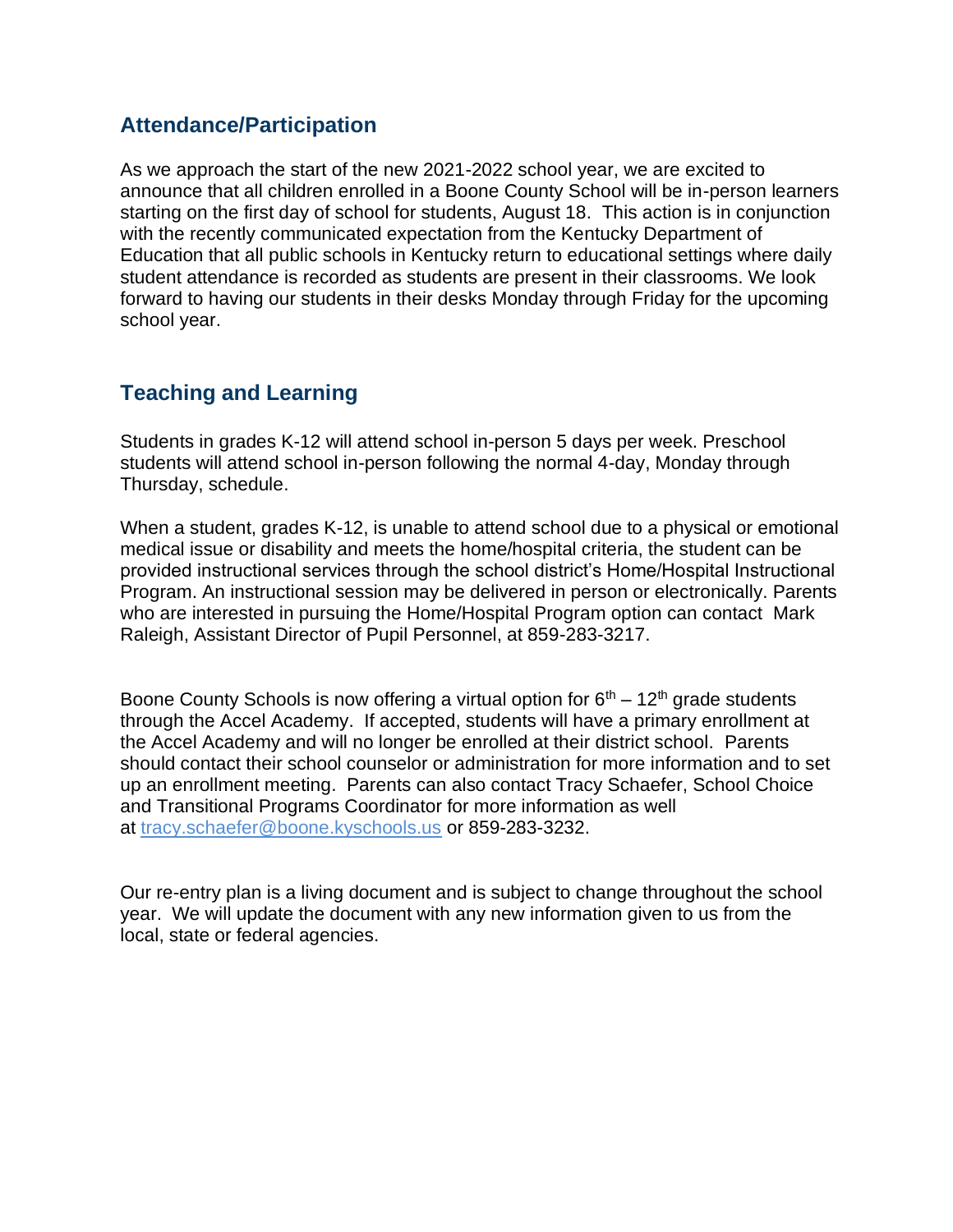## Attendance/Participation

As we approach the start of the new 2021-2022 school year, we are excited to announce that all children enrolled in a Boone County School will be in-person learners starting on the first day of school for students, August 18. This action is in conjunction with the recently communicated expectation from the Kentucky Department of Education that all public schools in Kentucky return to educational settings where daily student attendance is recorded as students are present in their classrooms. We look forward to having our students in their desks Monday through Friday for the upcoming school year.

## Teaching and Learning

Students in grades K-12 will attend school in-person 5 days per week. Preschool students will attend school in-person following the normal 4-day, Monday through Thursday, schedule.

When a student, grades K-12, is unable to attend school due to a physical or emotional medical issue or disability and meets the home/hospital criteria, the student can be provided instructional services through the school district's Home/Hospital Instructional Program. An instructional session may be delivered in person or electronically. Parents who are interested in pursuing the Home/Hospital Program option can contact Mark Raleigh, Assistant Director of Pupil Personnel, at 859-283-3217.

Boone County Schools is now offering a virtual option for 6th – 12th grade students through the Accel Academy. If accepted, students will have a primary enrollment at the Accel Academy and will no longer be enrolled at their district school. Parents should contact their school counselor or administration for more information and to set up an enrollment meeting. Parents can also contact Tracy Schaefer, School Choice and Transitional Programs Coordinator for more information as well at tracy.schaefer@boone.kyschools.us or 859-283-3232.

Our re-entry plan is a living document and is subject to change throughout the school year. We will update the document with any new information given to us from the local, state or federal agencies.